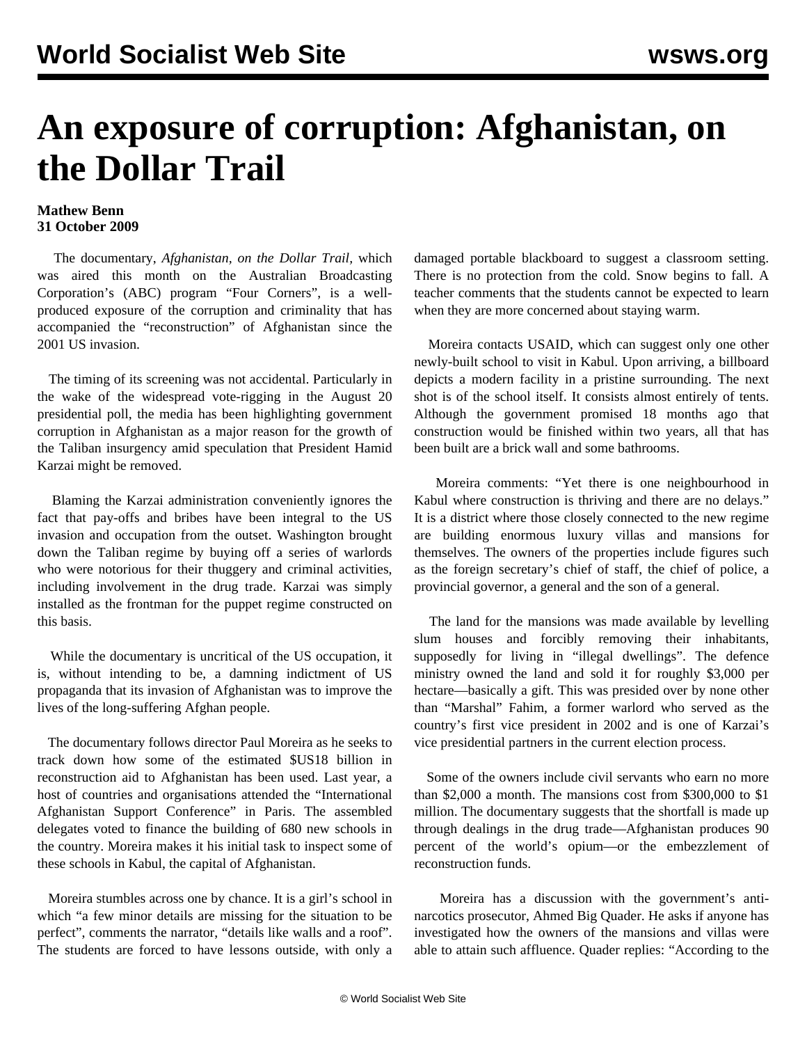# An exposure of corruption: Afghanistan, on the Dollar Trail

**Mathew Benn**
**31 October 2009**

The documentary, *Afghanistan, on the Dollar Trail*, which was aired this month on the Australian Broadcasting Corporation's (ABC) program "Four Corners", is a well-produced exposure of the corruption and criminality that has accompanied the "reconstruction" of Afghanistan since the 2001 US invasion.

The timing of its screening was not accidental. Particularly in the wake of the widespread vote-rigging in the August 20 presidential poll, the media has been highlighting government corruption in Afghanistan as a major reason for the growth of the Taliban insurgency amid speculation that President Hamid Karzai might be removed.

Blaming the Karzai administration conveniently ignores the fact that pay-offs and bribes have been integral to the US invasion and occupation from the outset. Washington brought down the Taliban regime by buying off a series of warlords who were notorious for their thuggery and criminal activities, including involvement in the drug trade. Karzai was simply installed as the frontman for the puppet regime constructed on this basis.

While the documentary is uncritical of the US occupation, it is, without intending to be, a damning indictment of US propaganda that its invasion of Afghanistan was to improve the lives of the long-suffering Afghan people.

The documentary follows director Paul Moreira as he seeks to track down how some of the estimated $US18 billion in reconstruction aid to Afghanistan has been used. Last year, a host of countries and organisations attended the "International Afghanistan Support Conference" in Paris. The assembled delegates voted to finance the building of 680 new schools in the country. Moreira makes it his initial task to inspect some of these schools in Kabul, the capital of Afghanistan.

Moreira stumbles across one by chance. It is a girl's school in which "a few minor details are missing for the situation to be perfect", comments the narrator, "details like walls and a roof". The students are forced to have lessons outside, with only a damaged portable blackboard to suggest a classroom setting. There is no protection from the cold. Snow begins to fall. A teacher comments that the students cannot be expected to learn when they are more concerned about staying warm.

Moreira contacts USAID, which can suggest only one other newly-built school to visit in Kabul. Upon arriving, a billboard depicts a modern facility in a pristine surrounding. The next shot is of the school itself. It consists almost entirely of tents. Although the government promised 18 months ago that construction would be finished within two years, all that has been built are a brick wall and some bathrooms.

Moreira comments: "Yet there is one neighbourhood in Kabul where construction is thriving and there are no delays." It is a district where those closely connected to the new regime are building enormous luxury villas and mansions for themselves. The owners of the properties include figures such as the foreign secretary's chief of staff, the chief of police, a provincial governor, a general and the son of a general.

The land for the mansions was made available by levelling slum houses and forcibly removing their inhabitants, supposedly for living in "illegal dwellings". The defence ministry owned the land and sold it for roughly $3,000 per hectare—basically a gift. This was presided over by none other than "Marshal" Fahim, a former warlord who served as the country's first vice president in 2002 and is one of Karzai's vice presidential partners in the current election process.

Some of the owners include civil servants who earn no more than $2,000 a month. The mansions cost from $300,000 to $1 million. The documentary suggests that the shortfall is made up through dealings in the drug trade—Afghanistan produces 90 percent of the world's opium—or the embezzlement of reconstruction funds.

Moreira has a discussion with the government's anti-narcotics prosecutor, Ahmed Big Quader. He asks if anyone has investigated how the owners of the mansions and villas were able to attain such affluence. Quader replies: "According to the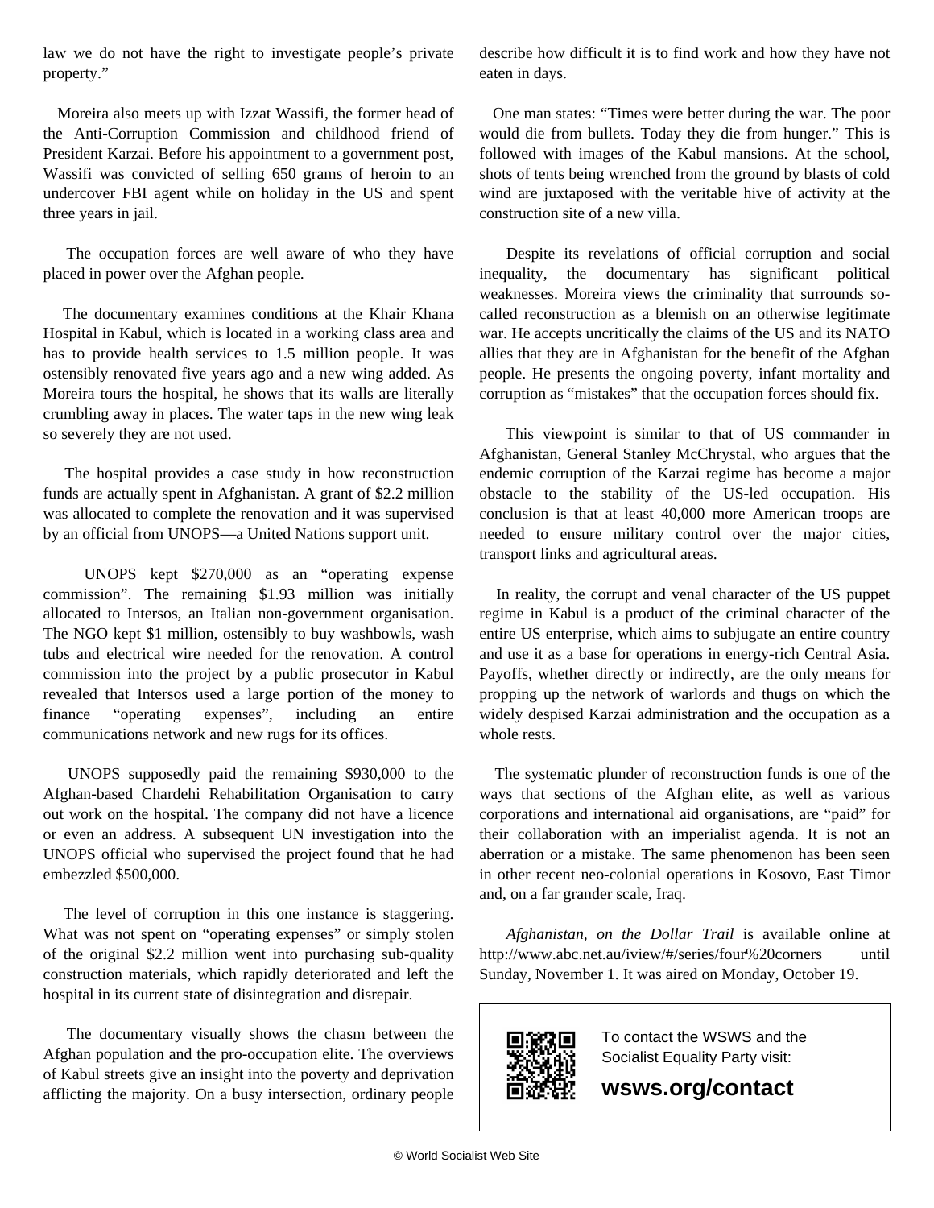law we do not have the right to investigate people's private property."

Moreira also meets up with Izzat Wassifi, the former head of the Anti-Corruption Commission and childhood friend of President Karzai. Before his appointment to a government post, Wassifi was convicted of selling 650 grams of heroin to an undercover FBI agent while on holiday in the US and spent three years in jail.

The occupation forces are well aware of who they have placed in power over the Afghan people.

The documentary examines conditions at the Khair Khana Hospital in Kabul, which is located in a working class area and has to provide health services to 1.5 million people. It was ostensibly renovated five years ago and a new wing added. As Moreira tours the hospital, he shows that its walls are literally crumbling away in places. The water taps in the new wing leak so severely they are not used.

The hospital provides a case study in how reconstruction funds are actually spent in Afghanistan. A grant of $2.2 million was allocated to complete the renovation and it was supervised by an official from UNOPS—a United Nations support unit.

UNOPS kept $270,000 as an "operating expense commission". The remaining $1.93 million was initially allocated to Intersos, an Italian non-government organisation. The NGO kept $1 million, ostensibly to buy washbowls, wash tubs and electrical wire needed for the renovation. A control commission into the project by a public prosecutor in Kabul revealed that Intersos used a large portion of the money to finance "operating expenses", including an entire communications network and new rugs for its offices.

UNOPS supposedly paid the remaining $930,000 to the Afghan-based Chardehi Rehabilitation Organisation to carry out work on the hospital. The company did not have a licence or even an address. A subsequent UN investigation into the UNOPS official who supervised the project found that he had embezzled $500,000.

The level of corruption in this one instance is staggering. What was not spent on "operating expenses" or simply stolen of the original $2.2 million went into purchasing sub-quality construction materials, which rapidly deteriorated and left the hospital in its current state of disintegration and disrepair.

The documentary visually shows the chasm between the Afghan population and the pro-occupation elite. The overviews of Kabul streets give an insight into the poverty and deprivation afflicting the majority. On a busy intersection, ordinary people describe how difficult it is to find work and how they have not eaten in days.

One man states: "Times were better during the war. The poor would die from bullets. Today they die from hunger." This is followed with images of the Kabul mansions. At the school, shots of tents being wrenched from the ground by blasts of cold wind are juxtaposed with the veritable hive of activity at the construction site of a new villa.

Despite its revelations of official corruption and social inequality, the documentary has significant political weaknesses. Moreira views the criminality that surrounds so-called reconstruction as a blemish on an otherwise legitimate war. He accepts uncritically the claims of the US and its NATO allies that they are in Afghanistan for the benefit of the Afghan people. He presents the ongoing poverty, infant mortality and corruption as "mistakes" that the occupation forces should fix.

This viewpoint is similar to that of US commander in Afghanistan, General Stanley McChrystal, who argues that the endemic corruption of the Karzai regime has become a major obstacle to the stability of the US-led occupation. His conclusion is that at least 40,000 more American troops are needed to ensure military control over the major cities, transport links and agricultural areas.

In reality, the corrupt and venal character of the US puppet regime in Kabul is a product of the criminal character of the entire US enterprise, which aims to subjugate an entire country and use it as a base for operations in energy-rich Central Asia. Payoffs, whether directly or indirectly, are the only means for propping up the network of warlords and thugs on which the widely despised Karzai administration and the occupation as a whole rests.

The systematic plunder of reconstruction funds is one of the ways that sections of the Afghan elite, as well as various corporations and international aid organisations, are "paid" for their collaboration with an imperialist agenda. It is not an aberration or a mistake. The same phenomenon has been seen in other recent neo-colonial operations in Kosovo, East Timor and, on a far grander scale, Iraq.

*Afghanistan, on the Dollar Trail* is available online at http://www.abc.net.au/iview/#/series/four%20corners until Sunday, November 1. It was aired on Monday, October 19.

To contact the WSWS and the Socialist Equality Party visit:

**wsws.org/contact**